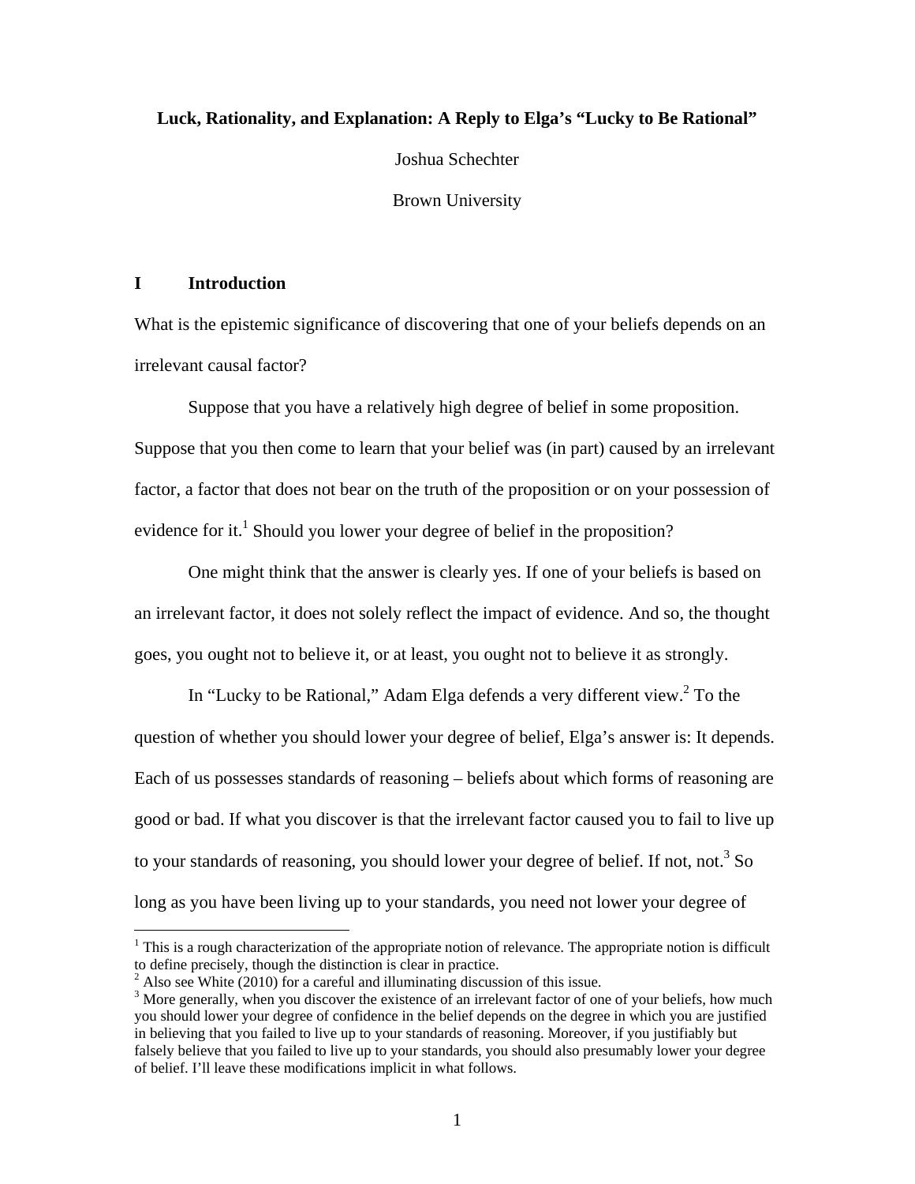# Luck, Rationality, and Explanation: A Reply to Elga's "Lucky to Be Rational"

Joshua Schechter

Brown University

## I Introduction

What is the epistemic significance of discovering that one of your beliefs depends on an irrelevant causal factor?

Suppose that you have a relatively high degree of belief in some proposition. Suppose that you then come to learn that your belief was (in part) caused by an irrelevant factor, a factor that does not bear on the truth of the proposition or on your possession of evidence for it.[1] Should you lower your degree of belief in the proposition?

One might think that the answer is clearly yes. If one of your beliefs is based on an irrelevant factor, it does not solely reflect the impact of evidence. And so, the thought goes, you ought not to believe it, or at least, you ought not to believe it as strongly.

In "Lucky to be Rational," Adam Elga defends a very different view.[2] To the question of whether you should lower your degree of belief, Elga's answer is: It depends. Each of us possesses standards of reasoning – beliefs about which forms of reasoning are good or bad. If what you discover is that the irrelevant factor caused you to fail to live up to your standards of reasoning, you should lower your degree of belief. If not, not.[3] So long as you have been living up to your standards, you need not lower your degree of

---

[1] This is a rough characterization of the appropriate notion of relevance. The appropriate notion is difficult to define precisely, though the distinction is clear in practice.

[2] Also see White (2010) for a careful and illuminating discussion of this issue.

[3] More generally, when you discover the existence of an irrelevant factor of one of your beliefs, how much you should lower your degree of confidence in the belief depends on the degree in which you are justified in believing that you failed to live up to your standards of reasoning. Moreover, if you justifiably but falsely believe that you failed to live up to your standards, you should also presumably lower your degree of belief. I'll leave these modifications implicit in what follows.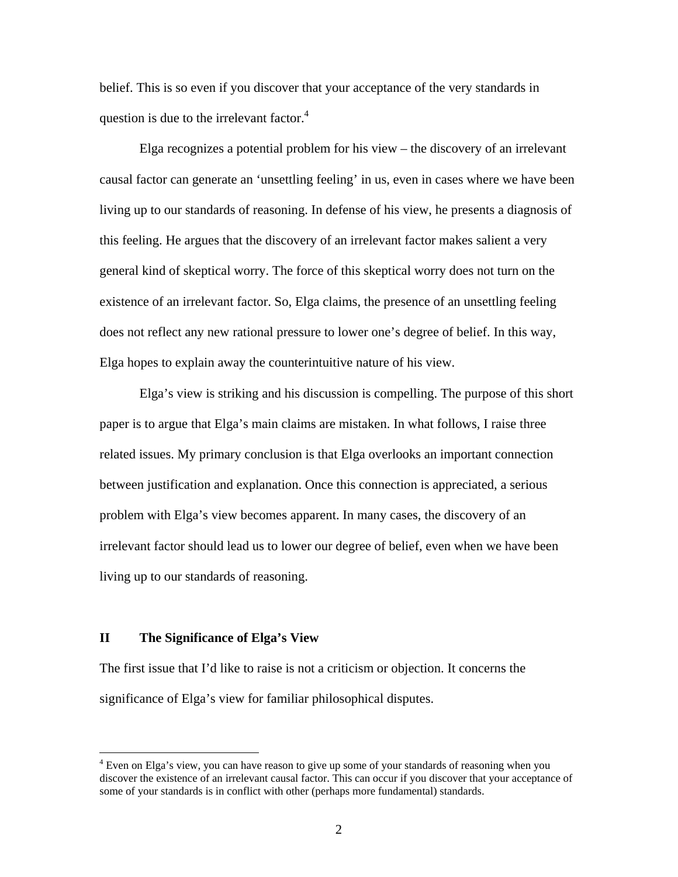belief. This is so even if you discover that your acceptance of the very standards in question is due to the irrelevant factor.[4]

Elga recognizes a potential problem for his view – the discovery of an irrelevant causal factor can generate an 'unsettling feeling' in us, even in cases where we have been living up to our standards of reasoning. In defense of his view, he presents a diagnosis of this feeling. He argues that the discovery of an irrelevant factor makes salient a very general kind of skeptical worry. The force of this skeptical worry does not turn on the existence of an irrelevant factor. So, Elga claims, the presence of an unsettling feeling does not reflect any new rational pressure to lower one's degree of belief. In this way, Elga hopes to explain away the counterintuitive nature of his view.

Elga's view is striking and his discussion is compelling. The purpose of this short paper is to argue that Elga's main claims are mistaken. In what follows, I raise three related issues. My primary conclusion is that Elga overlooks an important connection between justification and explanation. Once this connection is appreciated, a serious problem with Elga's view becomes apparent. In many cases, the discovery of an irrelevant factor should lead us to lower our degree of belief, even when we have been living up to our standards of reasoning.

## II The Significance of Elga's View

The first issue that I'd like to raise is not a criticism or objection. It concerns the significance of Elga's view for familiar philosophical disputes.

---

[4] Even on Elga's view, you can have reason to give up some of your standards of reasoning when you discover the existence of an irrelevant causal factor. This can occur if you discover that your acceptance of some of your standards is in conflict with other (perhaps more fundamental) standards.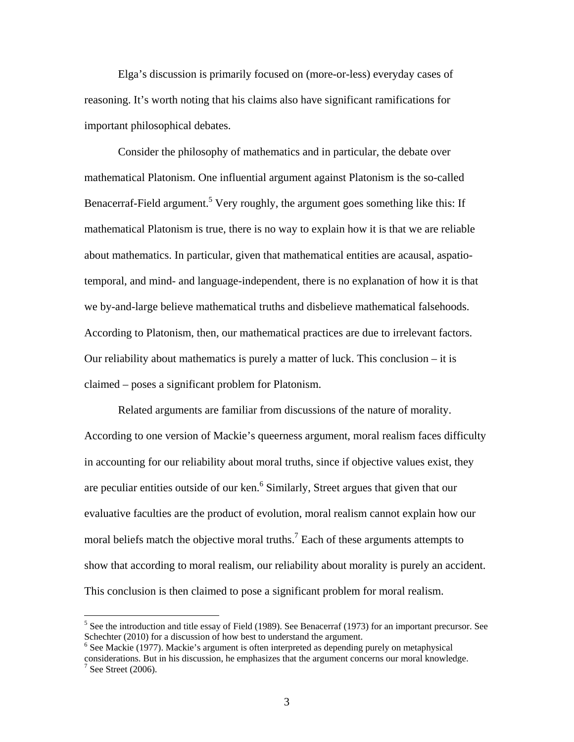Elga's discussion is primarily focused on (more-or-less) everyday cases of reasoning. It's worth noting that his claims also have significant ramifications for important philosophical debates.

Consider the philosophy of mathematics and in particular, the debate over mathematical Platonism. One influential argument against Platonism is the so-called Benacerraf-Field argument.[5] Very roughly, the argument goes something like this: If mathematical Platonism is true, there is no way to explain how it is that we are reliable about mathematics. In particular, given that mathematical entities are acausal, aspatio-temporal, and mind- and language-independent, there is no explanation of how it is that we by-and-large believe mathematical truths and disbelieve mathematical falsehoods. According to Platonism, then, our mathematical practices are due to irrelevant factors. Our reliability about mathematics is purely a matter of luck. This conclusion – it is claimed – poses a significant problem for Platonism.

Related arguments are familiar from discussions of the nature of morality. According to one version of Mackie's queerness argument, moral realism faces difficulty in accounting for our reliability about moral truths, since if objective values exist, they are peculiar entities outside of our ken.[6] Similarly, Street argues that given that our evaluative faculties are the product of evolution, moral realism cannot explain how our moral beliefs match the objective moral truths.[7] Each of these arguments attempts to show that according to moral realism, our reliability about morality is purely an accident. This conclusion is then claimed to pose a significant problem for moral realism.

---

[5] See the introduction and title essay of Field (1989). See Benacerraf (1973) for an important precursor. See Schechter (2010) for a discussion of how best to understand the argument.

[6] See Mackie (1977). Mackie's argument is often interpreted as depending purely on metaphysical considerations. But in his discussion, he emphasizes that the argument concerns our moral knowledge.

[7] See Street (2006).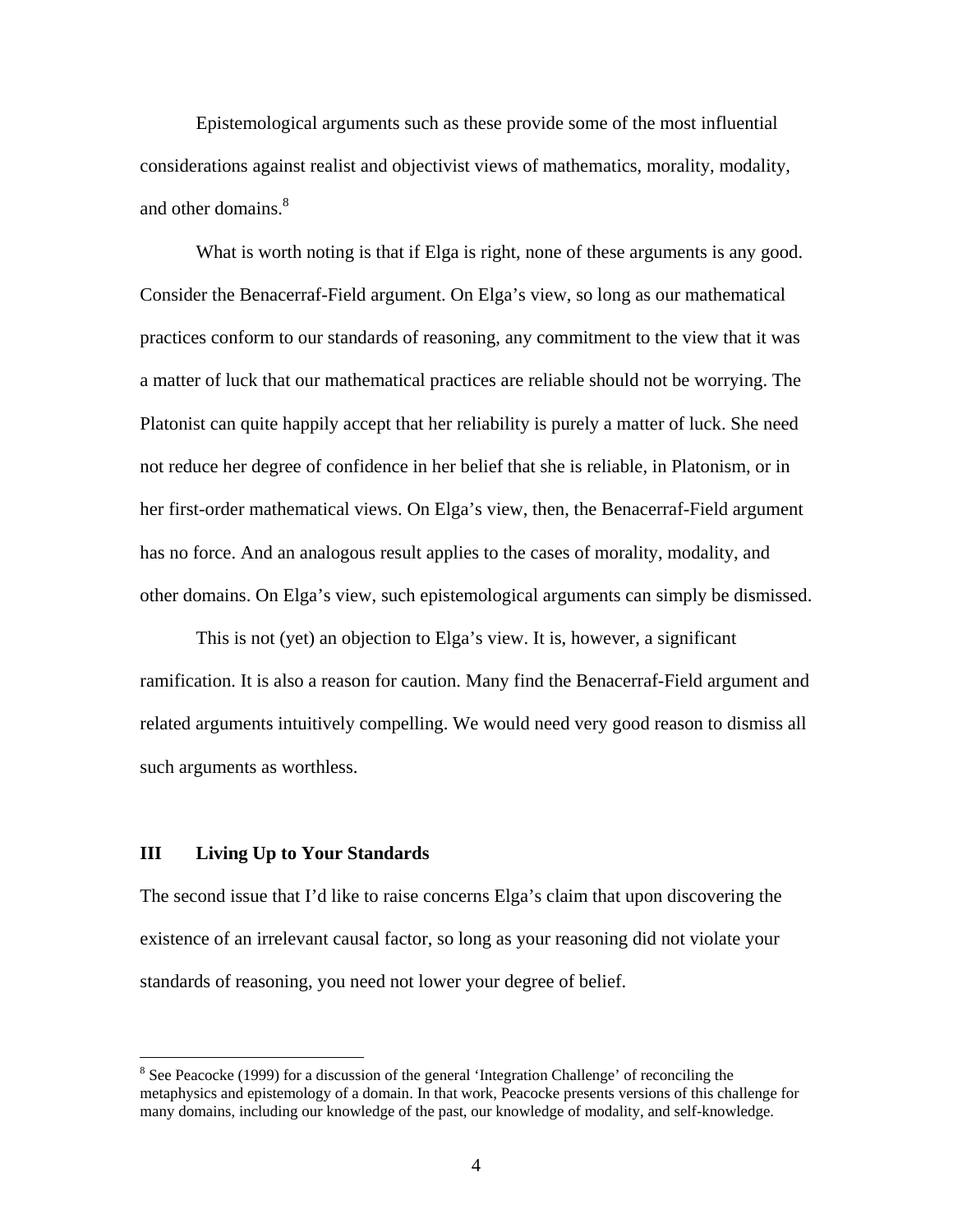Epistemological arguments such as these provide some of the most influential considerations against realist and objectivist views of mathematics, morality, modality, and other domains.[8]

What is worth noting is that if Elga is right, none of these arguments is any good. Consider the Benacerraf-Field argument. On Elga's view, so long as our mathematical practices conform to our standards of reasoning, any commitment to the view that it was a matter of luck that our mathematical practices are reliable should not be worrying. The Platonist can quite happily accept that her reliability is purely a matter of luck. She need not reduce her degree of confidence in her belief that she is reliable, in Platonism, or in her first-order mathematical views. On Elga's view, then, the Benacerraf-Field argument has no force. And an analogous result applies to the cases of morality, modality, and other domains. On Elga's view, such epistemological arguments can simply be dismissed.

This is not (yet) an objection to Elga's view. It is, however, a significant ramification. It is also a reason for caution. Many find the Benacerraf-Field argument and related arguments intuitively compelling. We would need very good reason to dismiss all such arguments as worthless.

## III Living Up to Your Standards

The second issue that I'd like to raise concerns Elga's claim that upon discovering the existence of an irrelevant causal factor, so long as your reasoning did not violate your standards of reasoning, you need not lower your degree of belief.

[8] See Peacocke (1999) for a discussion of the general 'Integration Challenge' of reconciling the metaphysics and epistemology of a domain. In that work, Peacocke presents versions of this challenge for many domains, including our knowledge of the past, our knowledge of modality, and self-knowledge.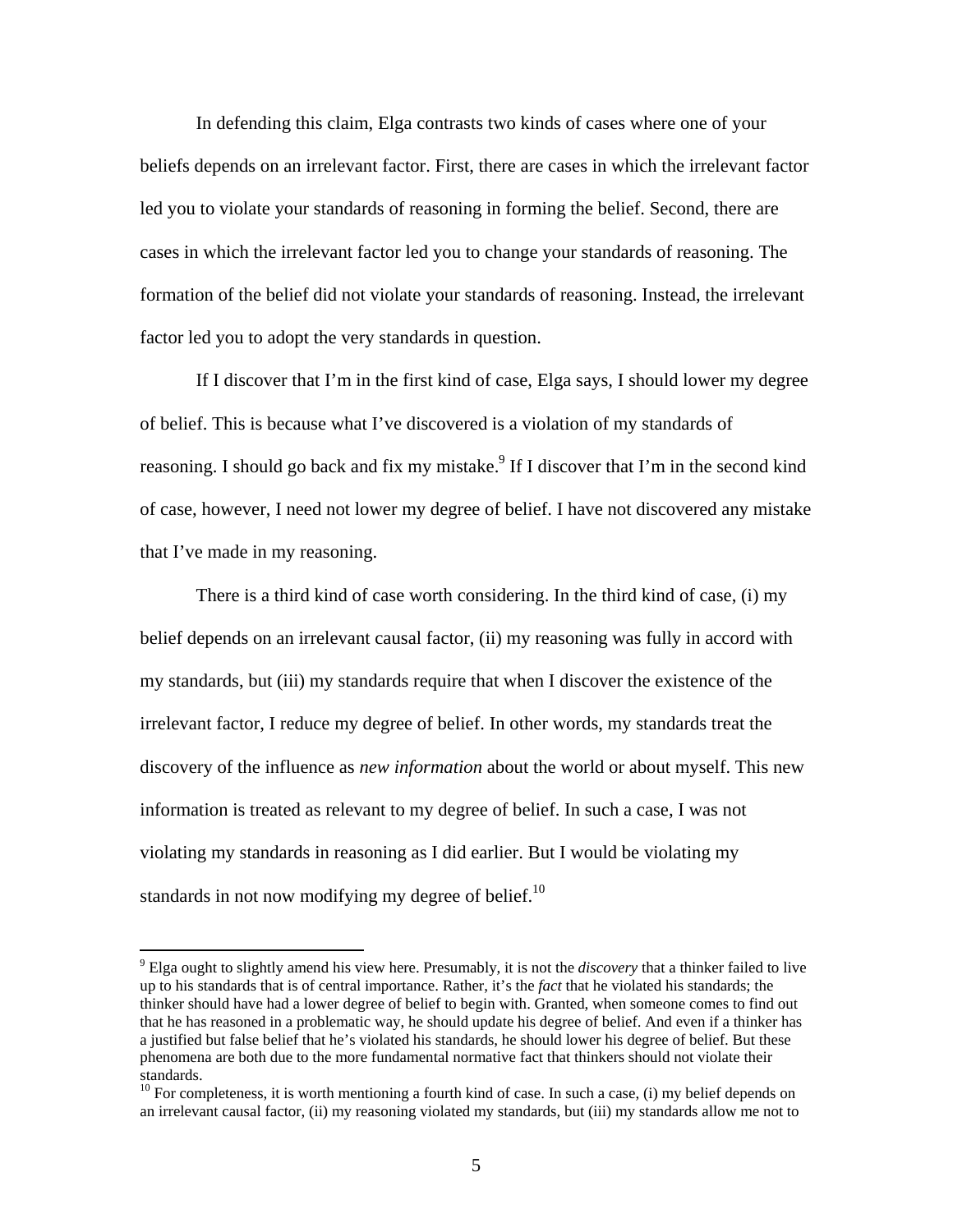In defending this claim, Elga contrasts two kinds of cases where one of your beliefs depends on an irrelevant factor. First, there are cases in which the irrelevant factor led you to violate your standards of reasoning in forming the belief. Second, there are cases in which the irrelevant factor led you to change your standards of reasoning. The formation of the belief did not violate your standards of reasoning. Instead, the irrelevant factor led you to adopt the very standards in question.

If I discover that I'm in the first kind of case, Elga says, I should lower my degree of belief. This is because what I've discovered is a violation of my standards of reasoning. I should go back and fix my mistake.[9] If I discover that I'm in the second kind of case, however, I need not lower my degree of belief. I have not discovered any mistake that I've made in my reasoning.

There is a third kind of case worth considering. In the third kind of case, (i) my belief depends on an irrelevant causal factor, (ii) my reasoning was fully in accord with my standards, but (iii) my standards require that when I discover the existence of the irrelevant factor, I reduce my degree of belief. In other words, my standards treat the discovery of the influence as *new information* about the world or about myself. This new information is treated as relevant to my degree of belief. In such a case, I was not violating my standards in reasoning as I did earlier. But I would be violating my standards in not now modifying my degree of belief.[10]

---

[9] Elga ought to slightly amend his view here. Presumably, it is not the *discovery* that a thinker failed to live up to his standards that is of central importance. Rather, it's the *fact* that he violated his standards; the thinker should have had a lower degree of belief to begin with. Granted, when someone comes to find out that he has reasoned in a problematic way, he should update his degree of belief. And even if a thinker has a justified but false belief that he's violated his standards, he should lower his degree of belief. But these phenomena are both due to the more fundamental normative fact that thinkers should not violate their standards.

[10] For completeness, it is worth mentioning a fourth kind of case. In such a case, (i) my belief depends on an irrelevant causal factor, (ii) my reasoning violated my standards, but (iii) my standards allow me not to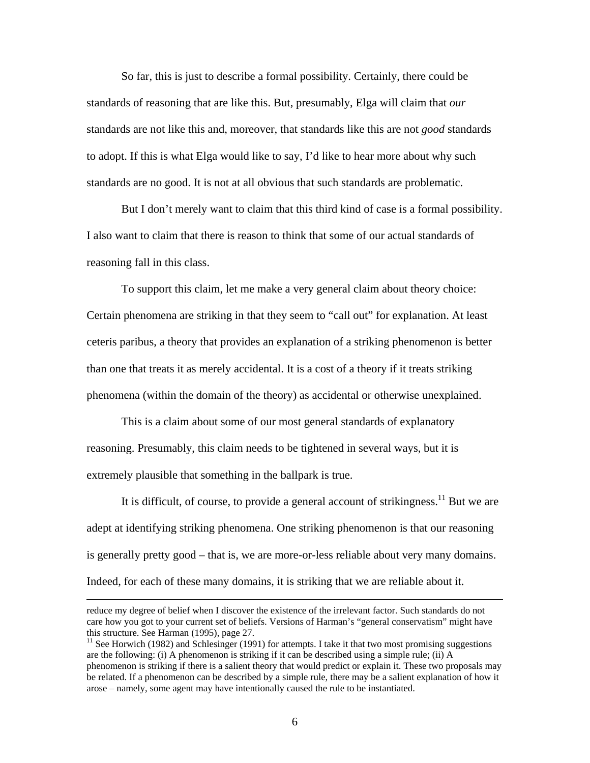So far, this is just to describe a formal possibility. Certainly, there could be standards of reasoning that are like this. But, presumably, Elga will claim that *our* standards are not like this and, moreover, that standards like this are not *good* standards to adopt. If this is what Elga would like to say, I'd like to hear more about why such standards are no good. It is not at all obvious that such standards are problematic.

But I don't merely want to claim that this third kind of case is a formal possibility. I also want to claim that there is reason to think that some of our actual standards of reasoning fall in this class.

To support this claim, let me make a very general claim about theory choice: Certain phenomena are striking in that they seem to "call out" for explanation. At least ceteris paribus, a theory that provides an explanation of a striking phenomenon is better than one that treats it as merely accidental. It is a cost of a theory if it treats striking phenomena (within the domain of the theory) as accidental or otherwise unexplained.

This is a claim about some of our most general standards of explanatory reasoning. Presumably, this claim needs to be tightened in several ways, but it is extremely plausible that something in the ballpark is true.

It is difficult, of course, to provide a general account of strikingness.[11] But we are adept at identifying striking phenomena. One striking phenomenon is that our reasoning is generally pretty good – that is, we are more-or-less reliable about very many domains. Indeed, for each of these many domains, it is striking that we are reliable about it.

---

reduce my degree of belief when I discover the existence of the irrelevant factor. Such standards do not care how you got to your current set of beliefs. Versions of Harman's "general conservatism" might have this structure. See Harman (1995), page 27.

[11] See Horwich (1982) and Schlesinger (1991) for attempts. I take it that two most promising suggestions are the following: (i) A phenomenon is striking if it can be described using a simple rule; (ii) A phenomenon is striking if there is a salient theory that would predict or explain it. These two proposals may be related. If a phenomenon can be described by a simple rule, there may be a salient explanation of how it arose – namely, some agent may have intentionally caused the rule to be instantiated.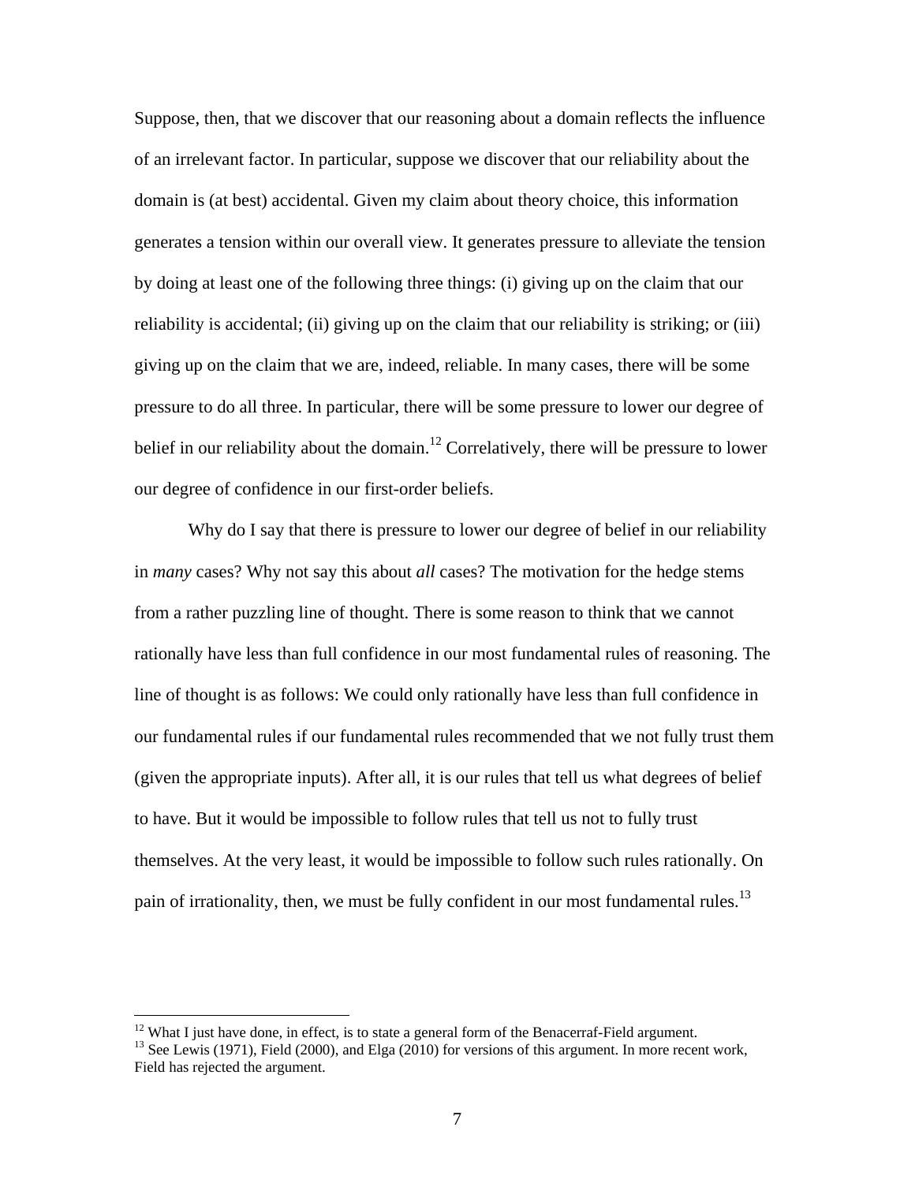Suppose, then, that we discover that our reasoning about a domain reflects the influence of an irrelevant factor. In particular, suppose we discover that our reliability about the domain is (at best) accidental. Given my claim about theory choice, this information generates a tension within our overall view. It generates pressure to alleviate the tension by doing at least one of the following three things: (i) giving up on the claim that our reliability is accidental; (ii) giving up on the claim that our reliability is striking; or (iii) giving up on the claim that we are, indeed, reliable. In many cases, there will be some pressure to do all three. In particular, there will be some pressure to lower our degree of belief in our reliability about the domain.[12] Correlatively, there will be pressure to lower our degree of confidence in our first-order beliefs.

Why do I say that there is pressure to lower our degree of belief in our reliability in *many* cases? Why not say this about *all* cases? The motivation for the hedge stems from a rather puzzling line of thought. There is some reason to think that we cannot rationally have less than full confidence in our most fundamental rules of reasoning. The line of thought is as follows: We could only rationally have less than full confidence in our fundamental rules if our fundamental rules recommended that we not fully trust them (given the appropriate inputs). After all, it is our rules that tell us what degrees of belief to have. But it would be impossible to follow rules that tell us not to fully trust themselves. At the very least, it would be impossible to follow such rules rationally. On pain of irrationality, then, we must be fully confident in our most fundamental rules.[13]

---

[12] What I just have done, in effect, is to state a general form of the Benacerraf-Field argument.

[13] See Lewis (1971), Field (2000), and Elga (2010) for versions of this argument. In more recent work, Field has rejected the argument.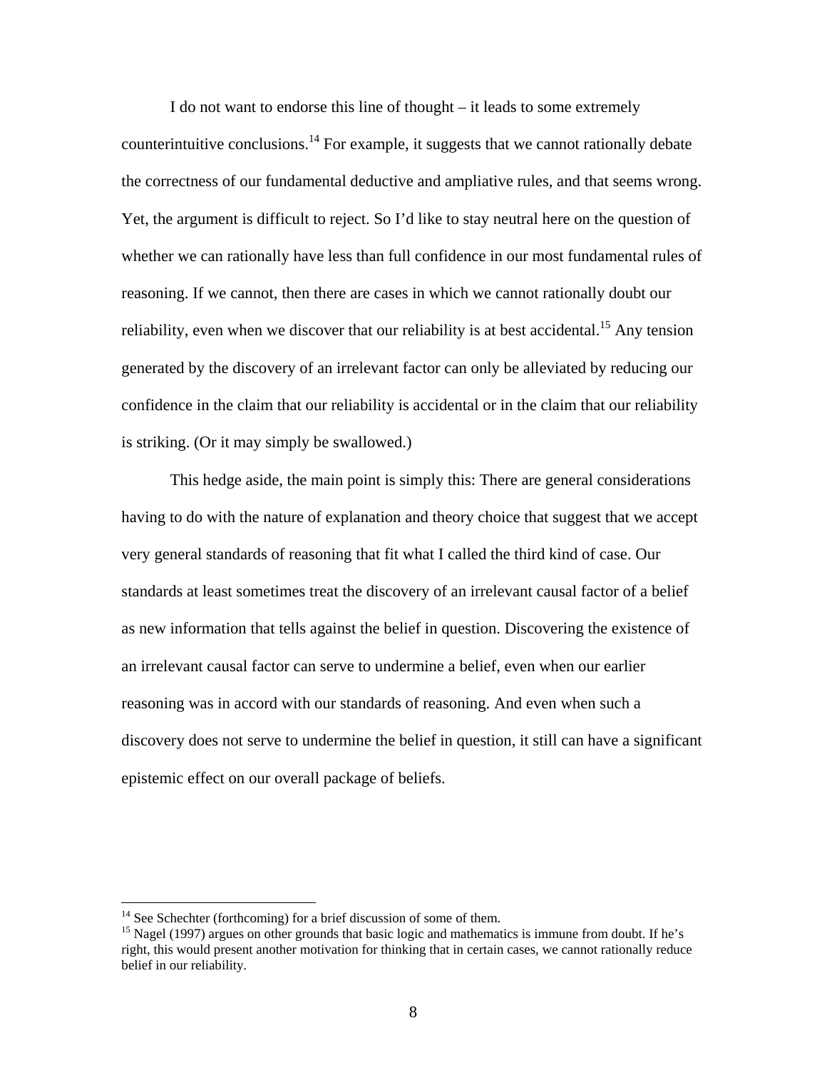I do not want to endorse this line of thought – it leads to some extremely counterintuitive conclusions.[14] For example, it suggests that we cannot rationally debate the correctness of our fundamental deductive and ampliative rules, and that seems wrong. Yet, the argument is difficult to reject. So I'd like to stay neutral here on the question of whether we can rationally have less than full confidence in our most fundamental rules of reasoning. If we cannot, then there are cases in which we cannot rationally doubt our reliability, even when we discover that our reliability is at best accidental.[15] Any tension generated by the discovery of an irrelevant factor can only be alleviated by reducing our confidence in the claim that our reliability is accidental or in the claim that our reliability is striking. (Or it may simply be swallowed.)

This hedge aside, the main point is simply this: There are general considerations having to do with the nature of explanation and theory choice that suggest that we accept very general standards of reasoning that fit what I called the third kind of case. Our standards at least sometimes treat the discovery of an irrelevant causal factor of a belief as new information that tells against the belief in question. Discovering the existence of an irrelevant causal factor can serve to undermine a belief, even when our earlier reasoning was in accord with our standards of reasoning. And even when such a discovery does not serve to undermine the belief in question, it still can have a significant epistemic effect on our overall package of beliefs.

---

[14] See Schechter (forthcoming) for a brief discussion of some of them.

[15] Nagel (1997) argues on other grounds that basic logic and mathematics is immune from doubt. If he's right, this would present another motivation for thinking that in certain cases, we cannot rationally reduce belief in our reliability.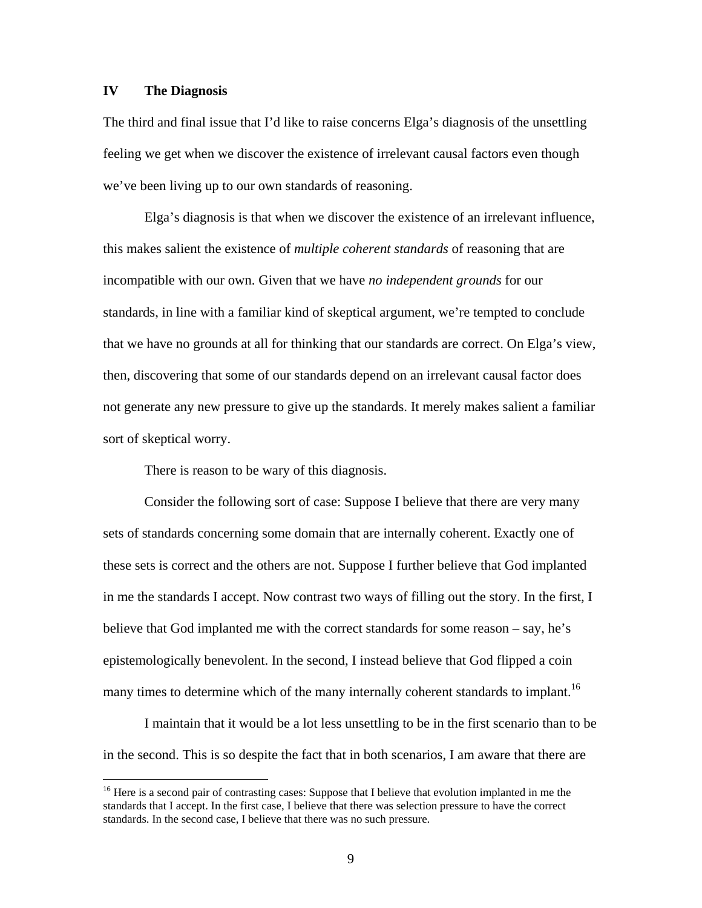## IV The Diagnosis

The third and final issue that I'd like to raise concerns Elga's diagnosis of the unsettling feeling we get when we discover the existence of irrelevant causal factors even though we've been living up to our own standards of reasoning.

Elga's diagnosis is that when we discover the existence of an irrelevant influence, this makes salient the existence of *multiple coherent standards* of reasoning that are incompatible with our own. Given that we have *no independent grounds* for our standards, in line with a familiar kind of skeptical argument, we're tempted to conclude that we have no grounds at all for thinking that our standards are correct. On Elga's view, then, discovering that some of our standards depend on an irrelevant causal factor does not generate any new pressure to give up the standards. It merely makes salient a familiar sort of skeptical worry.

There is reason to be wary of this diagnosis.

Consider the following sort of case: Suppose I believe that there are very many sets of standards concerning some domain that are internally coherent. Exactly one of these sets is correct and the others are not. Suppose I further believe that God implanted in me the standards I accept. Now contrast two ways of filling out the story. In the first, I believe that God implanted me with the correct standards for some reason – say, he's epistemologically benevolent. In the second, I instead believe that God flipped a coin many times to determine which of the many internally coherent standards to implant.[16]

I maintain that it would be a lot less unsettling to be in the first scenario than to be in the second. This is so despite the fact that in both scenarios, I am aware that there are

[16] Here is a second pair of contrasting cases: Suppose that I believe that evolution implanted in me the standards that I accept. In the first case, I believe that there was selection pressure to have the correct standards. In the second case, I believe that there was no such pressure.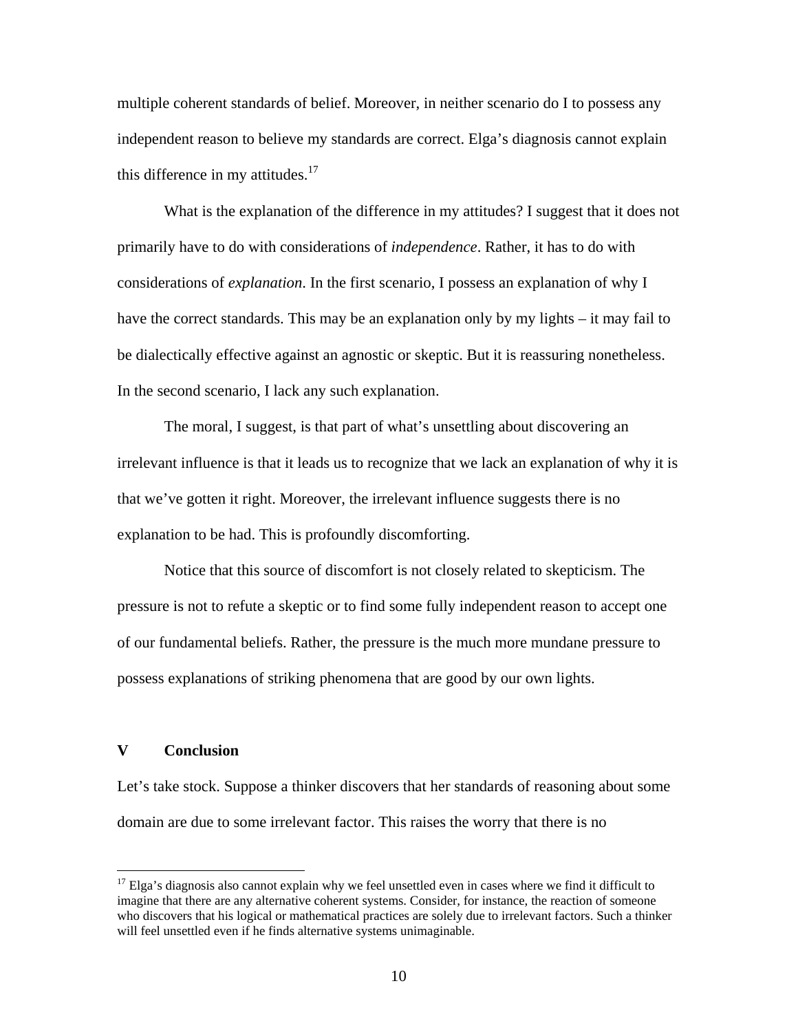multiple coherent standards of belief. Moreover, in neither scenario do I to possess any independent reason to believe my standards are correct. Elga's diagnosis cannot explain this difference in my attitudes.[17]

What is the explanation of the difference in my attitudes? I suggest that it does not primarily have to do with considerations of *independence*. Rather, it has to do with considerations of *explanation*. In the first scenario, I possess an explanation of why I have the correct standards. This may be an explanation only by my lights – it may fail to be dialectically effective against an agnostic or skeptic. But it is reassuring nonetheless. In the second scenario, I lack any such explanation.

The moral, I suggest, is that part of what's unsettling about discovering an irrelevant influence is that it leads us to recognize that we lack an explanation of why it is that we've gotten it right. Moreover, the irrelevant influence suggests there is no explanation to be had. This is profoundly discomforting.

Notice that this source of discomfort is not closely related to skepticism. The pressure is not to refute a skeptic or to find some fully independent reason to accept one of our fundamental beliefs. Rather, the pressure is the much more mundane pressure to possess explanations of striking phenomena that are good by our own lights.

## V Conclusion

Let's take stock. Suppose a thinker discovers that her standards of reasoning about some domain are due to some irrelevant factor. This raises the worry that there is no

---

[17] Elga's diagnosis also cannot explain why we feel unsettled even in cases where we find it difficult to imagine that there are any alternative coherent systems. Consider, for instance, the reaction of someone who discovers that his logical or mathematical practices are solely due to irrelevant factors. Such a thinker will feel unsettled even if he finds alternative systems unimaginable.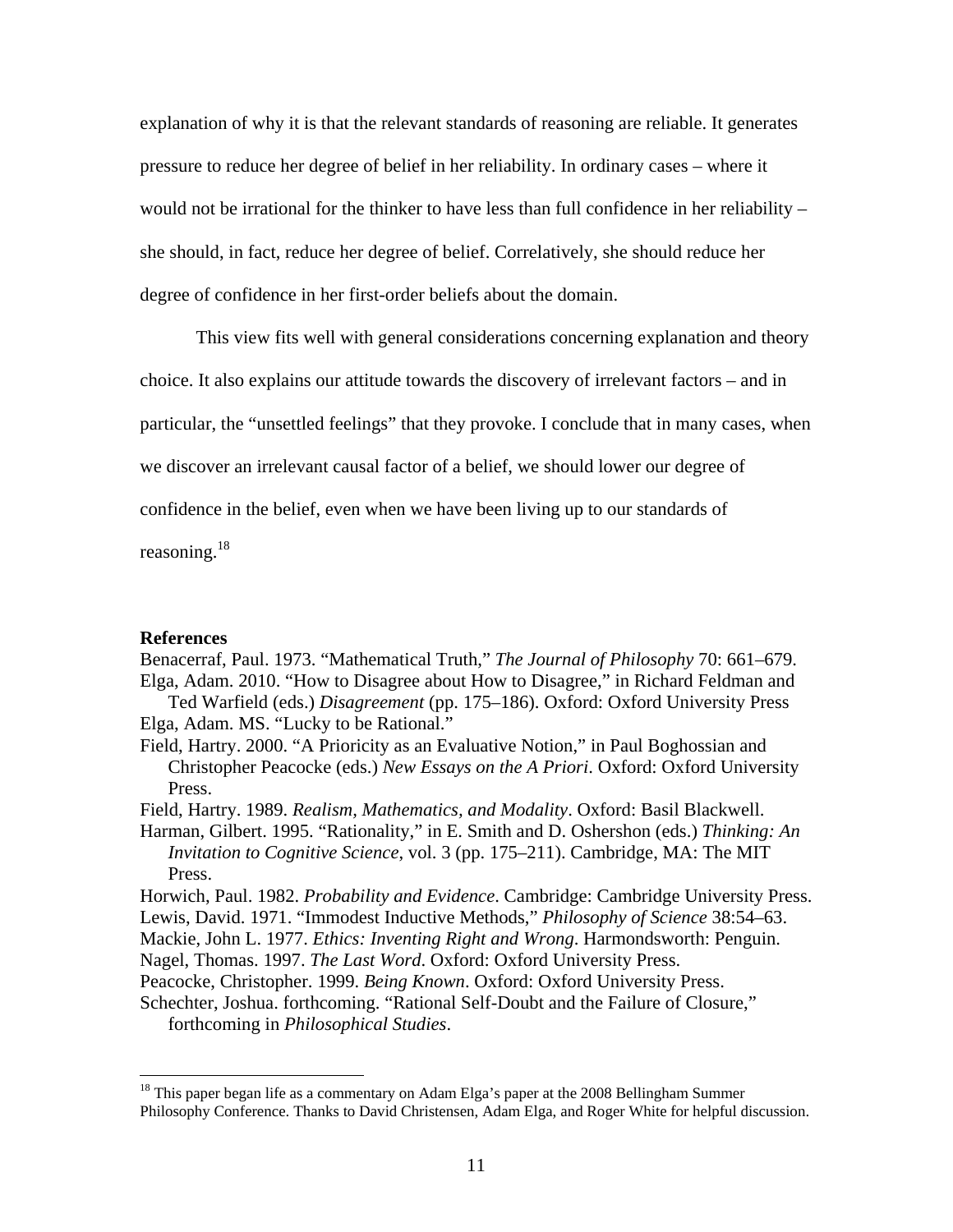explanation of why it is that the relevant standards of reasoning are reliable. It generates pressure to reduce her degree of belief in her reliability. In ordinary cases – where it would not be irrational for the thinker to have less than full confidence in her reliability – she should, in fact, reduce her degree of belief. Correlatively, she should reduce her degree of confidence in her first-order beliefs about the domain.

This view fits well with general considerations concerning explanation and theory choice. It also explains our attitude towards the discovery of irrelevant factors – and in particular, the "unsettled feelings" that they provoke. I conclude that in many cases, when we discover an irrelevant causal factor of a belief, we should lower our degree of confidence in the belief, even when we have been living up to our standards of reasoning.[18]

**References**

Benacerraf, Paul. 1973. "Mathematical Truth," *The Journal of Philosophy* 70: 661–679.

Elga, Adam. 2010. "How to Disagree about How to Disagree," in Richard Feldman and Ted Warfield (eds.) *Disagreement* (pp. 175–186). Oxford: Oxford University Press

Elga, Adam. MS. "Lucky to be Rational."

Field, Hartry. 2000. "A Prioricity as an Evaluative Notion," in Paul Boghossian and Christopher Peacocke (eds.) *New Essays on the A Priori*. Oxford: Oxford University Press.

Field, Hartry. 1989. *Realism, Mathematics, and Modality*. Oxford: Basil Blackwell.

Harman, Gilbert. 1995. "Rationality," in E. Smith and D. Oshershon (eds.) *Thinking: An Invitation to Cognitive Science*, vol. 3 (pp. 175–211). Cambridge, MA: The MIT Press.

Horwich, Paul. 1982. *Probability and Evidence*. Cambridge: Cambridge University Press.

Lewis, David. 1971. "Immodest Inductive Methods," *Philosophy of Science* 38:54–63.

Mackie, John L. 1977. *Ethics: Inventing Right and Wrong*. Harmondsworth: Penguin.

Nagel, Thomas. 1997. *The Last Word*. Oxford: Oxford University Press.

Peacocke, Christopher. 1999. *Being Known*. Oxford: Oxford University Press.

Schechter, Joshua. forthcoming. "Rational Self-Doubt and the Failure of Closure," forthcoming in *Philosophical Studies*.

[18] This paper began life as a commentary on Adam Elga's paper at the 2008 Bellingham Summer Philosophy Conference. Thanks to David Christensen, Adam Elga, and Roger White for helpful discussion.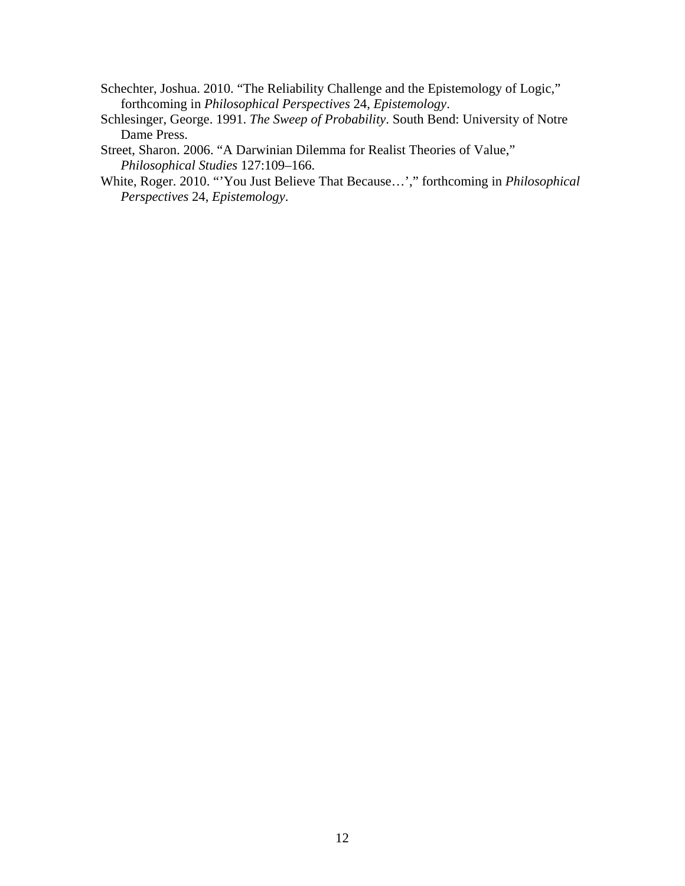Schechter, Joshua. 2010. "The Reliability Challenge and the Epistemology of Logic," forthcoming in *Philosophical Perspectives* 24, *Epistemology*.

Schlesinger, George. 1991. *The Sweep of Probability*. South Bend: University of Notre Dame Press.

Street, Sharon. 2006. "A Darwinian Dilemma for Realist Theories of Value," *Philosophical Studies* 127:109–166.

White, Roger. 2010. "'You Just Believe That Because…'," forthcoming in *Philosophical Perspectives* 24, *Epistemology*.